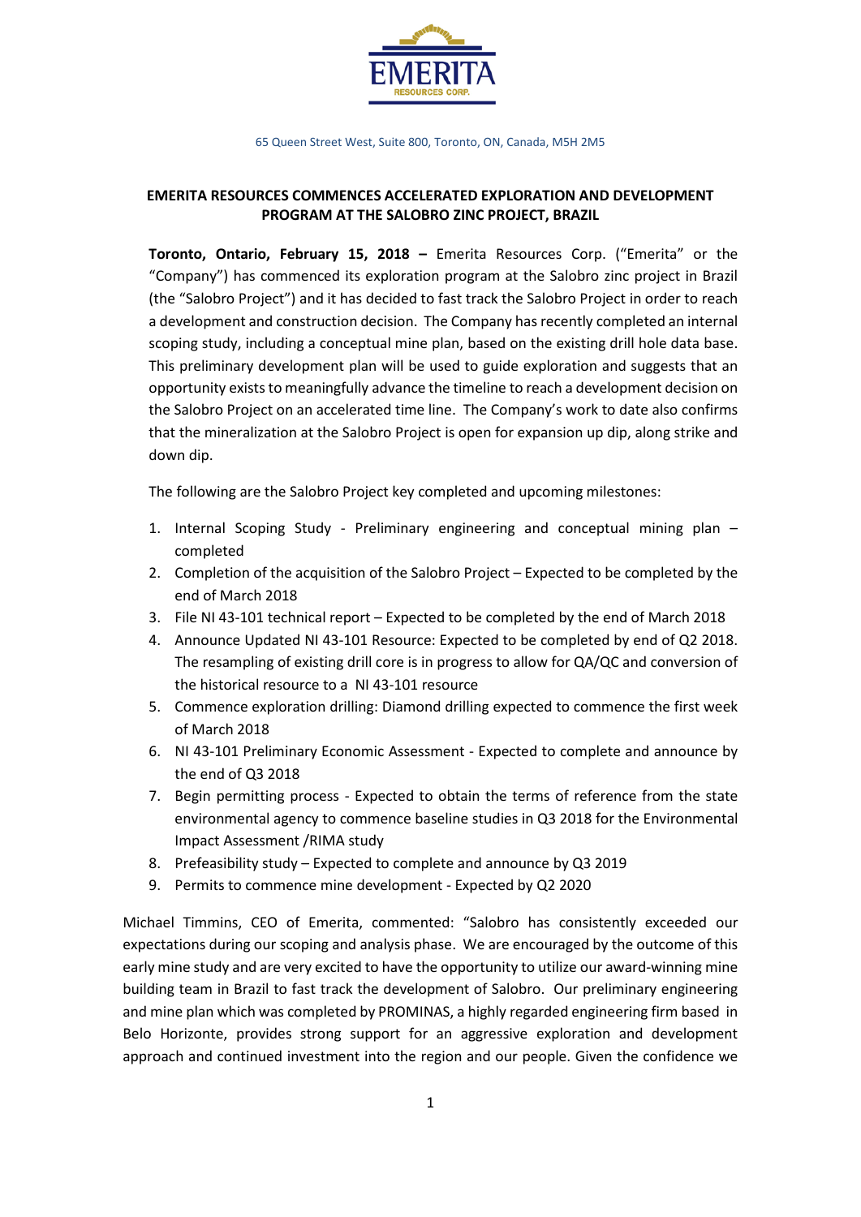EMERITA RESOURCES CORP.

65 Queen Street West, Suite 800, Toronto, ON, Canada, M5H 2M5

## EMERITA RESOURCES COMMENCES ACCELERATED EXPLORATION AND DEVELOPMENT PROGRAM AT THE SALOBRO ZINC PROJECT, BRAZIL

**Toronto, Ontario, February 15, 2018 –** Emerita Resources Corp. ("Emerita" or the "Company") has commenced its exploration program at the Salobro zinc project in Brazil (the "Salobro Project") and it has decided to fast track the Salobro Project in order to reach a development and construction decision. The Company has recently completed an internal scoping study, including a conceptual mine plan, based on the existing drill hole data base. This preliminary development plan will be used to guide exploration and suggests that an opportunity exists to meaningfully advance the timeline to reach a development decision on the Salobro Project on an accelerated time line. The Company's work to date also confirms that the mineralization at the Salobro Project is open for expansion up dip, along strike and down dip.

The following are the Salobro Project key completed and upcoming milestones:

1. Internal Scoping Study - Preliminary engineering and conceptual mining plan – completed
2. Completion of the acquisition of the Salobro Project – Expected to be completed by the end of March 2018
3. File NI 43-101 technical report – Expected to be completed by the end of March 2018
4. Announce Updated NI 43-101 Resource: Expected to be completed by end of Q2 2018. The resampling of existing drill core is in progress to allow for QA/QC and conversion of the historical resource to a NI 43-101 resource
5. Commence exploration drilling: Diamond drilling expected to commence the first week of March 2018
6. NI 43-101 Preliminary Economic Assessment - Expected to complete and announce by the end of Q3 2018
7. Begin permitting process - Expected to obtain the terms of reference from the state environmental agency to commence baseline studies in Q3 2018 for the Environmental Impact Assessment /RIMA study
8. Prefeasibility study – Expected to complete and announce by Q3 2019
9. Permits to commence mine development - Expected by Q2 2020

Michael Timmins, CEO of Emerita, commented: "Salobro has consistently exceeded our expectations during our scoping and analysis phase. We are encouraged by the outcome of this early mine study and are very excited to have the opportunity to utilize our award-winning mine building team in Brazil to fast track the development of Salobro. Our preliminary engineering and mine plan which was completed by PROMINAS, a highly regarded engineering firm based in Belo Horizonte, provides strong support for an aggressive exploration and development approach and continued investment into the region and our people. Given the confidence we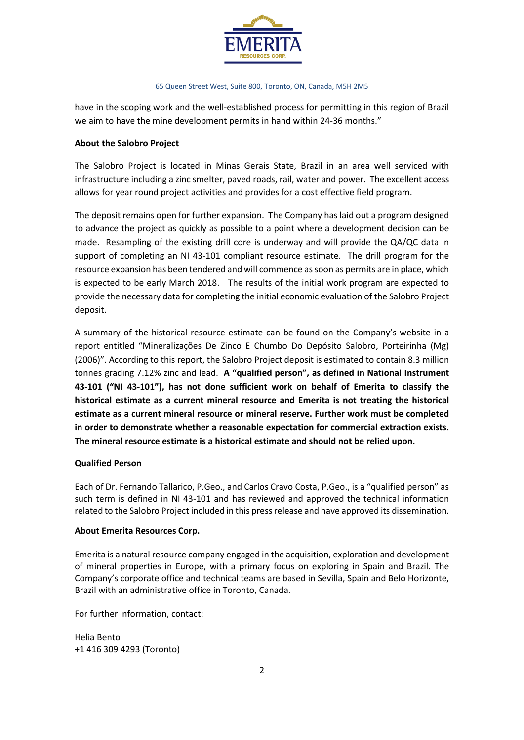have in the scoping work and the well-established process for permitting in this region of Brazil we aim to have the mine development permits in hand within 24-36 months."

**About the Salobro Project**

The Salobro Project is located in Minas Gerais State, Brazil in an area well serviced with infrastructure including a zinc smelter, paved roads, rail, water and power. The excellent access allows for year round project activities and provides for a cost effective field program.

The deposit remains open for further expansion. The Company has laid out a program designed to advance the project as quickly as possible to a point where a development decision can be made. Resampling of the existing drill core is underway and will provide the QA/QC data in support of completing an NI 43-101 compliant resource estimate. The drill program for the resource expansion has been tendered and will commence as soon as permits are in place, which is expected to be early March 2018. The results of the initial work program are expected to provide the necessary data for completing the initial economic evaluation of the Salobro Project deposit.

A summary of the historical resource estimate can be found on the Company's website in a report entitled "Mineralizações De Zinco E Chumbo Do Depósito Salobro, Porteirinha (Mg) (2006)". According to this report, the Salobro Project deposit is estimated to contain 8.3 million tonnes grading 7.12% zinc and lead. **A "qualified person", as defined in National Instrument 43-101 ("NI 43-101"), has not done sufficient work on behalf of Emerita to classify the historical estimate as a current mineral resource and Emerita is not treating the historical estimate as a current mineral resource or mineral reserve. Further work must be completed in order to demonstrate whether a reasonable expectation for commercial extraction exists. The mineral resource estimate is a historical estimate and should not be relied upon.**

**Qualified Person**

Each of Dr. Fernando Tallarico, P.Geo., and Carlos Cravo Costa, P.Geo., is a "qualified person" as such term is defined in NI 43-101 and has reviewed and approved the technical information related to the Salobro Project included in this press release and have approved its dissemination.

**About Emerita Resources Corp.**

Emerita is a natural resource company engaged in the acquisition, exploration and development of mineral properties in Europe, with a primary focus on exploring in Spain and Brazil. The Company's corporate office and technical teams are based in Sevilla, Spain and Belo Horizonte, Brazil with an administrative office in Toronto, Canada.

For further information, contact:

Helia Bento
+1 416 309 4293 (Toronto)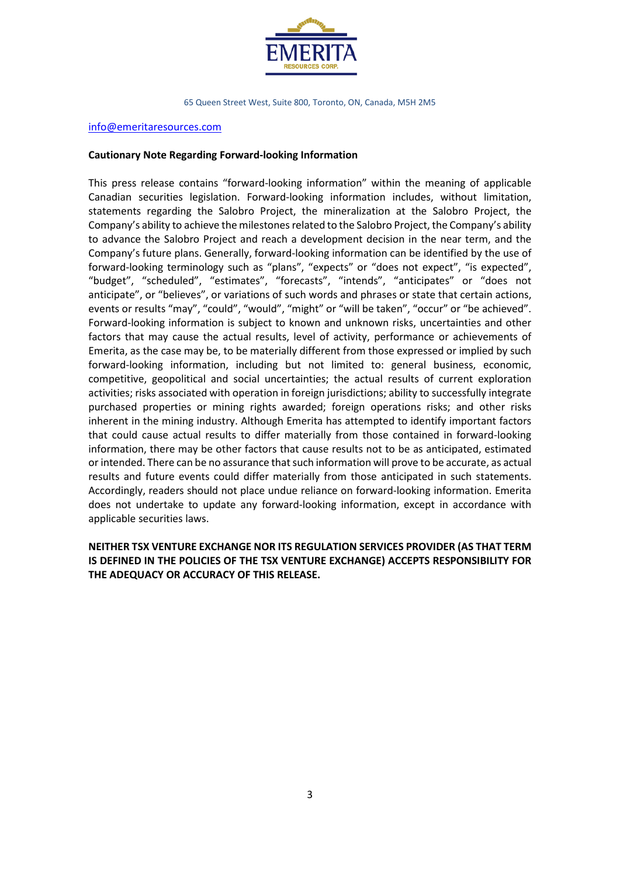65 Queen Street West, Suite 800, Toronto, ON, Canada, M5H 2M5

info@emeritaresources.com

**Cautionary Note Regarding Forward-looking Information**

This press release contains "forward-looking information" within the meaning of applicable Canadian securities legislation. Forward-looking information includes, without limitation, statements regarding the Salobro Project, the mineralization at the Salobro Project, the Company's ability to achieve the milestones related to the Salobro Project, the Company's ability to advance the Salobro Project and reach a development decision in the near term, and the Company's future plans. Generally, forward-looking information can be identified by the use of forward-looking terminology such as "plans", "expects" or "does not expect", "is expected", "budget", "scheduled", "estimates", "forecasts", "intends", "anticipates" or "does not anticipate", or "believes", or variations of such words and phrases or state that certain actions, events or results "may", "could", "would", "might" or "will be taken", "occur" or "be achieved". Forward-looking information is subject to known and unknown risks, uncertainties and other factors that may cause the actual results, level of activity, performance or achievements of Emerita, as the case may be, to be materially different from those expressed or implied by such forward-looking information, including but not limited to: general business, economic, competitive, geopolitical and social uncertainties; the actual results of current exploration activities; risks associated with operation in foreign jurisdictions; ability to successfully integrate purchased properties or mining rights awarded; foreign operations risks; and other risks inherent in the mining industry. Although Emerita has attempted to identify important factors that could cause actual results to differ materially from those contained in forward-looking information, there may be other factors that cause results not to be as anticipated, estimated or intended. There can be no assurance that such information will prove to be accurate, as actual results and future events could differ materially from those anticipated in such statements. Accordingly, readers should not place undue reliance on forward-looking information. Emerita does not undertake to update any forward-looking information, except in accordance with applicable securities laws.

**NEITHER TSX VENTURE EXCHANGE NOR ITS REGULATION SERVICES PROVIDER (AS THAT TERM IS DEFINED IN THE POLICIES OF THE TSX VENTURE EXCHANGE) ACCEPTS RESPONSIBILITY FOR THE ADEQUACY OR ACCURACY OF THIS RELEASE.**